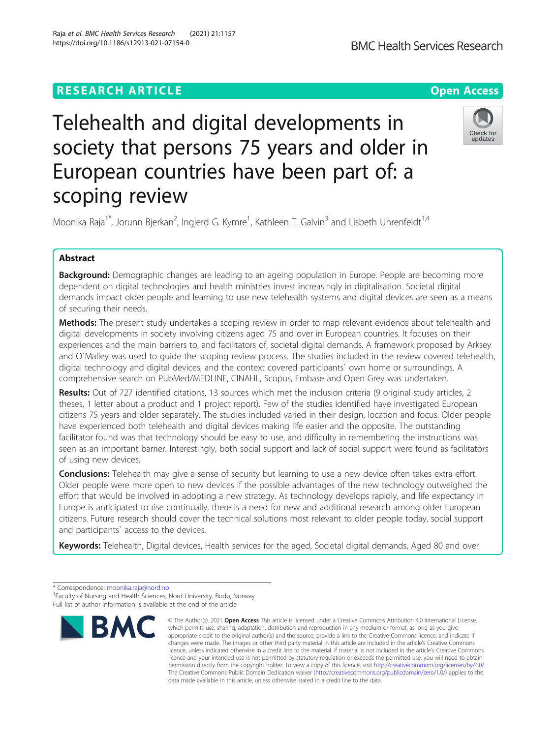# Telehealth and digital developments in society that persons 75 years and older in European countries have been part of: a scoping review

Moonika Raja[1*], Jorunn Bjerkan[2], Ingjerd G. Kymre[1], Kathleen T. Galvin[3] and Lisbeth Uhrenfeldt[1,4]

## Abstract

**Background:** Demographic changes are leading to an ageing population in Europe. People are becoming more dependent on digital technologies and health ministries invest increasingly in digitalisation. Societal digital demands impact older people and learning to use new telehealth systems and digital devices are seen as a means of securing their needs.

**Methods:** The present study undertakes a scoping review in order to map relevant evidence about telehealth and digital developments in society involving citizens aged 75 and over in European countries. It focuses on their experiences and the main barriers to, and facilitators of, societal digital demands. A framework proposed by Arksey and O`Malley was used to guide the scoping review process. The studies included in the review covered telehealth, digital technology and digital devices, and the context covered participants` own home or surroundings. A comprehensive search on PubMed/MEDLINE, CINAHL, Scopus, Embase and Open Grey was undertaken.

**Results:** Out of 727 identified citations, 13 sources which met the inclusion criteria (9 original study articles, 2 theses, 1 letter about a product and 1 project report). Few of the studies identified have investigated European citizens 75 years and older separately. The studies included varied in their design, location and focus. Older people have experienced both telehealth and digital devices making life easier and the opposite. The outstanding facilitator found was that technology should be easy to use, and difficulty in remembering the instructions was seen as an important barrier. Interestingly, both social support and lack of social support were found as facilitators of using new devices.

**Conclusions:** Telehealth may give a sense of security but learning to use a new device often takes extra effort. Older people were more open to new devices if the possible advantages of the new technology outweighed the effort that would be involved in adopting a new strategy. As technology develops rapidly, and life expectancy in Europe is anticipated to rise continually, there is a need for new and additional research among older European citizens. Future research should cover the technical solutions most relevant to older people today, social support and participants` access to the devices.

**Keywords:** Telehealth, Digital devices, Health services for the aged, Societal digital demands, Aged 80 and over

---

* Correspondence: moonika.raja@nord.no
[1]Faculty of Nursing and Health Sciences, Nord University, Bodø, Norway
Full list of author information is available at the end of the article

© The Author(s). 2021 **Open Access** This article is licensed under a Creative Commons Attribution 4.0 International License, which permits use, sharing, adaptation, distribution and reproduction in any medium or format, as long as you give appropriate credit to the original author(s) and the source, provide a link to the Creative Commons licence, and indicate if changes were made. The images or other third party material in this article are included in the article's Creative Commons licence, unless indicated otherwise in a credit line to the material. If material is not included in the article's Creative Commons licence and your intended use is not permitted by statutory regulation or exceeds the permitted use, you will need to obtain permission directly from the copyright holder. To view a copy of this licence, visit http://creativecommons.org/licenses/by/4.0/. The Creative Commons Public Domain Dedication waiver (http://creativecommons.org/publicdomain/zero/1.0/) applies to the data made available in this article, unless otherwise stated in a credit line to the data.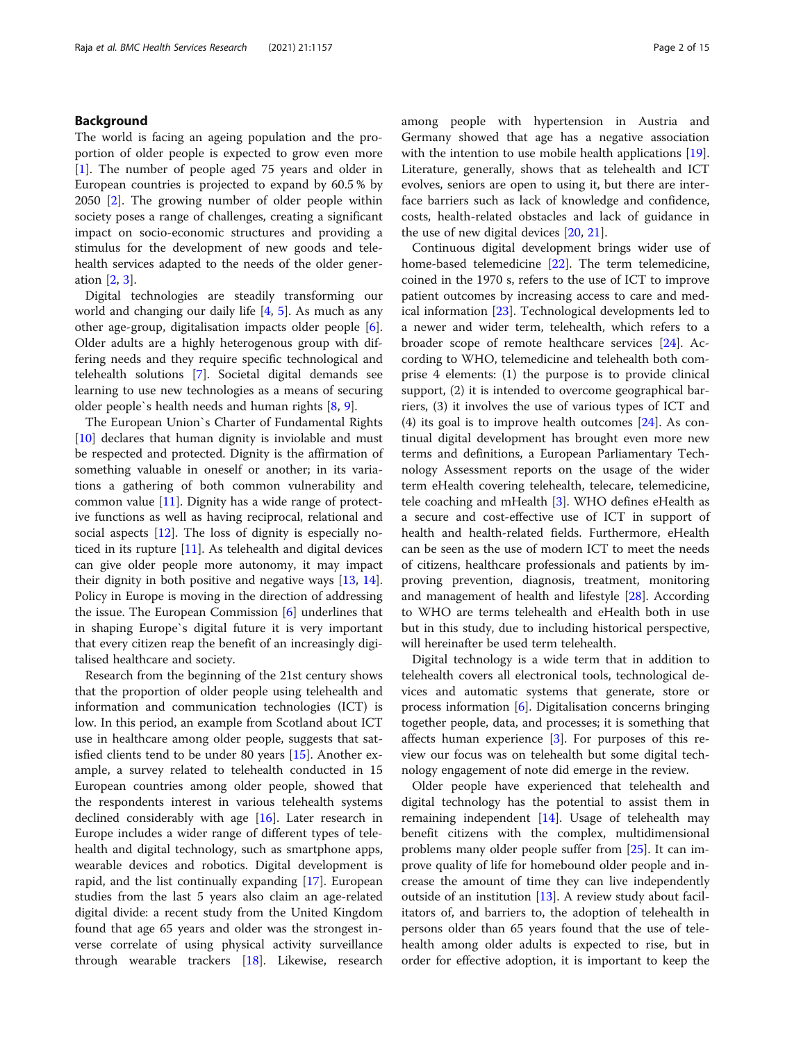## Background

The world is facing an ageing population and the proportion of older people is expected to grow even more [1]. The number of people aged 75 years and older in European countries is projected to expand by 60.5 % by 2050 [2]. The growing number of older people within society poses a range of challenges, creating a significant impact on socio-economic structures and providing a stimulus for the development of new goods and telehealth services adapted to the needs of the older generation [2, 3].

Digital technologies are steadily transforming our world and changing our daily life [4, 5]. As much as any other age-group, digitalisation impacts older people [6]. Older adults are a highly heterogenous group with differing needs and they require specific technological and telehealth solutions [7]. Societal digital demands see learning to use new technologies as a means of securing older people`s health needs and human rights [8, 9].

The European Union`s Charter of Fundamental Rights [10] declares that human dignity is inviolable and must be respected and protected. Dignity is the affirmation of something valuable in oneself or another; in its variations a gathering of both common vulnerability and common value [11]. Dignity has a wide range of protective functions as well as having reciprocal, relational and social aspects [12]. The loss of dignity is especially noticed in its rupture [11]. As telehealth and digital devices can give older people more autonomy, it may impact their dignity in both positive and negative ways [13, 14]. Policy in Europe is moving in the direction of addressing the issue. The European Commission [6] underlines that in shaping Europe`s digital future it is very important that every citizen reap the benefit of an increasingly digitalised healthcare and society.

Research from the beginning of the 21st century shows that the proportion of older people using telehealth and information and communication technologies (ICT) is low. In this period, an example from Scotland about ICT use in healthcare among older people, suggests that satisfied clients tend to be under 80 years [15]. Another example, a survey related to telehealth conducted in 15 European countries among older people, showed that the respondents interest in various telehealth systems declined considerably with age [16]. Later research in Europe includes a wider range of different types of telehealth and digital technology, such as smartphone apps, wearable devices and robotics. Digital development is rapid, and the list continually expanding [17]. European studies from the last 5 years also claim an age-related digital divide: a recent study from the United Kingdom found that age 65 years and older was the strongest inverse correlate of using physical activity surveillance through wearable trackers [18]. Likewise, research among people with hypertension in Austria and Germany showed that age has a negative association with the intention to use mobile health applications [19]. Literature, generally, shows that as telehealth and ICT evolves, seniors are open to using it, but there are interface barriers such as lack of knowledge and confidence, costs, health-related obstacles and lack of guidance in the use of new digital devices [20, 21].

Continuous digital development brings wider use of home-based telemedicine [22]. The term telemedicine, coined in the 1970 s, refers to the use of ICT to improve patient outcomes by increasing access to care and medical information [23]. Technological developments led to a newer and wider term, telehealth, which refers to a broader scope of remote healthcare services [24]. According to WHO, telemedicine and telehealth both comprise 4 elements: (1) the purpose is to provide clinical support, (2) it is intended to overcome geographical barriers, (3) it involves the use of various types of ICT and (4) its goal is to improve health outcomes [24]. As continual digital development has brought even more new terms and definitions, a European Parliamentary Technology Assessment reports on the usage of the wider term eHealth covering telehealth, telecare, telemedicine, tele coaching and mHealth [3]. WHO defines eHealth as a secure and cost-effective use of ICT in support of health and health-related fields. Furthermore, eHealth can be seen as the use of modern ICT to meet the needs of citizens, healthcare professionals and patients by improving prevention, diagnosis, treatment, monitoring and management of health and lifestyle [28]. According to WHO are terms telehealth and eHealth both in use but in this study, due to including historical perspective, will hereinafter be used term telehealth.

Digital technology is a wide term that in addition to telehealth covers all electronical tools, technological devices and automatic systems that generate, store or process information [6]. Digitalisation concerns bringing together people, data, and processes; it is something that affects human experience [3]. For purposes of this review our focus was on telehealth but some digital technology engagement of note did emerge in the review.

Older people have experienced that telehealth and digital technology has the potential to assist them in remaining independent [14]. Usage of telehealth may benefit citizens with the complex, multidimensional problems many older people suffer from [25]. It can improve quality of life for homebound older people and increase the amount of time they can live independently outside of an institution [13]. A review study about facilitators of, and barriers to, the adoption of telehealth in persons older than 65 years found that the use of telehealth among older adults is expected to rise, but in order for effective adoption, it is important to keep the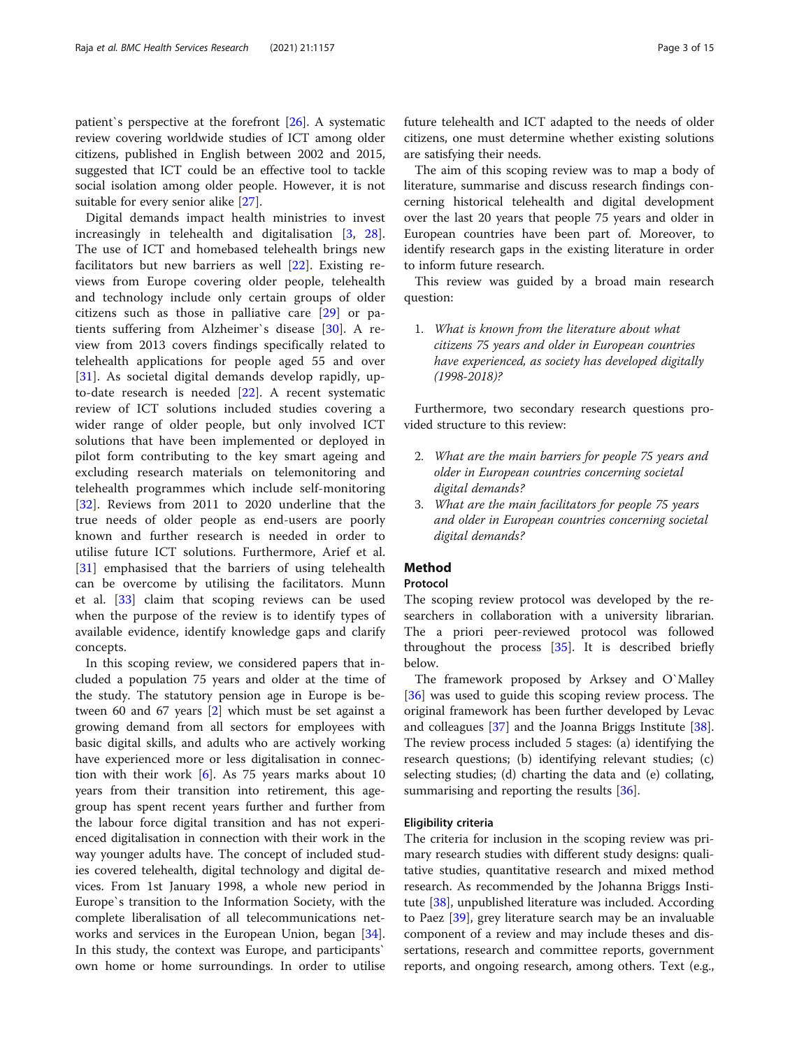patient`s perspective at the forefront [26]. A systematic review covering worldwide studies of ICT among older citizens, published in English between 2002 and 2015, suggested that ICT could be an effective tool to tackle social isolation among older people. However, it is not suitable for every senior alike [27].

Digital demands impact health ministries to invest increasingly in telehealth and digitalisation [3, 28]. The use of ICT and homebased telehealth brings new facilitators but new barriers as well [22]. Existing reviews from Europe covering older people, telehealth and technology include only certain groups of older citizens such as those in palliative care [29] or patients suffering from Alzheimer`s disease [30]. A review from 2013 covers findings specifically related to telehealth applications for people aged 55 and over [31]. As societal digital demands develop rapidly, up-to-date research is needed [22]. A recent systematic review of ICT solutions included studies covering a wider range of older people, but only involved ICT solutions that have been implemented or deployed in pilot form contributing to the key smart ageing and excluding research materials on telemonitoring and telehealth programmes which include self-monitoring [32]. Reviews from 2011 to 2020 underline that the true needs of older people as end-users are poorly known and further research is needed in order to utilise future ICT solutions. Furthermore, Arief et al. [31] emphasised that the barriers of using telehealth can be overcome by utilising the facilitators. Munn et al. [33] claim that scoping reviews can be used when the purpose of the review is to identify types of available evidence, identify knowledge gaps and clarify concepts.

In this scoping review, we considered papers that included a population 75 years and older at the time of the study. The statutory pension age in Europe is between 60 and 67 years [2] which must be set against a growing demand from all sectors for employees with basic digital skills, and adults who are actively working have experienced more or less digitalisation in connection with their work [6]. As 75 years marks about 10 years from their transition into retirement, this age-group has spent recent years further and further from the labour force digital transition and has not experienced digitalisation in connection with their work in the way younger adults have. The concept of included studies covered telehealth, digital technology and digital devices. From 1st January 1998, a whole new period in Europe`s transition to the Information Society, with the complete liberalisation of all telecommunications networks and services in the European Union, began [34]. In this study, the context was Europe, and participants` own home or home surroundings. In order to utilise future telehealth and ICT adapted to the needs of older citizens, one must determine whether existing solutions are satisfying their needs.

The aim of this scoping review was to map a body of literature, summarise and discuss research findings concerning historical telehealth and digital development over the last 20 years that people 75 years and older in European countries have been part of. Moreover, to identify research gaps in the existing literature in order to inform future research.

This review was guided by a broad main research question:

1. *What is known from the literature about what citizens 75 years and older in European countries have experienced, as society has developed digitally (1998-2018)?*

Furthermore, two secondary research questions provided structure to this review:

2. *What are the main barriers for people 75 years and older in European countries concerning societal digital demands?*
3. *What are the main facilitators for people 75 years and older in European countries concerning societal digital demands?*

## Method

### Protocol

The scoping review protocol was developed by the researchers in collaboration with a university librarian. The a priori peer-reviewed protocol was followed throughout the process [35]. It is described briefly below.

The framework proposed by Arksey and O`Malley [36] was used to guide this scoping review process. The original framework has been further developed by Levac and colleagues [37] and the Joanna Briggs Institute [38]. The review process included 5 stages: (a) identifying the research questions; (b) identifying relevant studies; (c) selecting studies; (d) charting the data and (e) collating, summarising and reporting the results [36].

### Eligibility criteria

The criteria for inclusion in the scoping review was primary research studies with different study designs: qualitative studies, quantitative research and mixed method research. As recommended by the Johanna Briggs Institute [38], unpublished literature was included. According to Paez [39], grey literature search may be an invaluable component of a review and may include theses and dissertations, research and committee reports, government reports, and ongoing research, among others. Text (e.g.,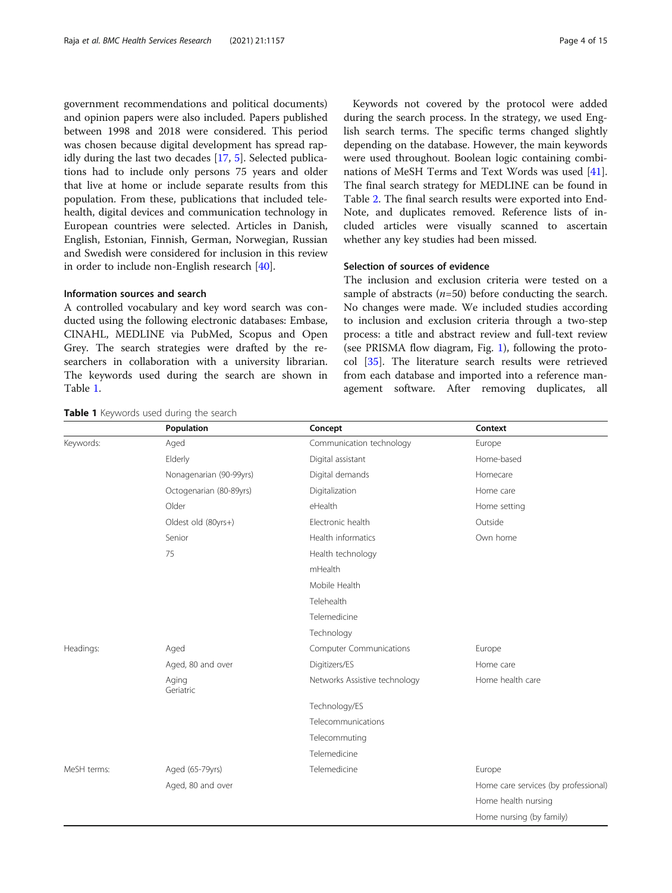government recommendations and political documents) and opinion papers were also included. Papers published between 1998 and 2018 were considered. This period was chosen because digital development has spread rapidly during the last two decades [17, 5]. Selected publications had to include only persons 75 years and older that live at home or include separate results from this population. From these, publications that included telehealth, digital devices and communication technology in European countries were selected. Articles in Danish, English, Estonian, Finnish, German, Norwegian, Russian and Swedish were considered for inclusion in this review in order to include non-English research [40].

### Information sources and search

A controlled vocabulary and key word search was conducted using the following electronic databases: Embase, CINAHL, MEDLINE via PubMed, Scopus and Open Grey. The search strategies were drafted by the researchers in collaboration with a university librarian. The keywords used during the search are shown in Table 1.

Keywords not covered by the protocol were added during the search process. In the strategy, we used English search terms. The specific terms changed slightly depending on the database. However, the main keywords were used throughout. Boolean logic containing combinations of MeSH Terms and Text Words was used [41]. The final search strategy for MEDLINE can be found in Table 2. The final search results were exported into EndNote, and duplicates removed. Reference lists of included articles were visually scanned to ascertain whether any key studies had been missed.

### Selection of sources of evidence

The inclusion and exclusion criteria were tested on a sample of abstracts ($n$=50) before conducting the search. No changes were made. We included studies according to inclusion and exclusion criteria through a two-step process: a title and abstract review and full-text review (see PRISMA flow diagram, Fig. 1), following the protocol [35]. The literature search results were retrieved from each database and imported into a reference management software. After removing duplicates, all

**Table 1** Keywords used during the search

| | Population | Concept | Context |
|---|---|---|---|
| Keywords: | Aged | Communication technology | Europe |
| | Elderly | Digital assistant | Home-based |
| | Nonagenarian (90-99yrs) | Digital demands | Homecare |
| | Octogenarian (80-89yrs) | Digitalization | Home care |
| | Older | eHealth | Home setting |
| | Oldest old (80yrs+) | Electronic health | Outside |
| | Senior | Health informatics | Own home |
| | 75 | Health technology | |
| | | mHealth | |
| | | Mobile Health | |
| | | Telehealth | |
| | | Telemedicine | |
| | | Technology | |
| Headings: | Aged | Computer Communications | Europe |
| | Aged, 80 and over | Digitizers/ES | Home care |
| | Aging Geriatric | Networks Assistive technology | Home health care |
| | | Technology/ES | |
| | | Telecommunications | |
| | | Telecommuting | |
| | | Telemedicine | |
| MeSH terms: | Aged (65-79yrs) | Telemedicine | Europe |
| | Aged, 80 and over | | Home care services (by professional) |
| | | | Home health nursing |
| | | | Home nursing (by family) |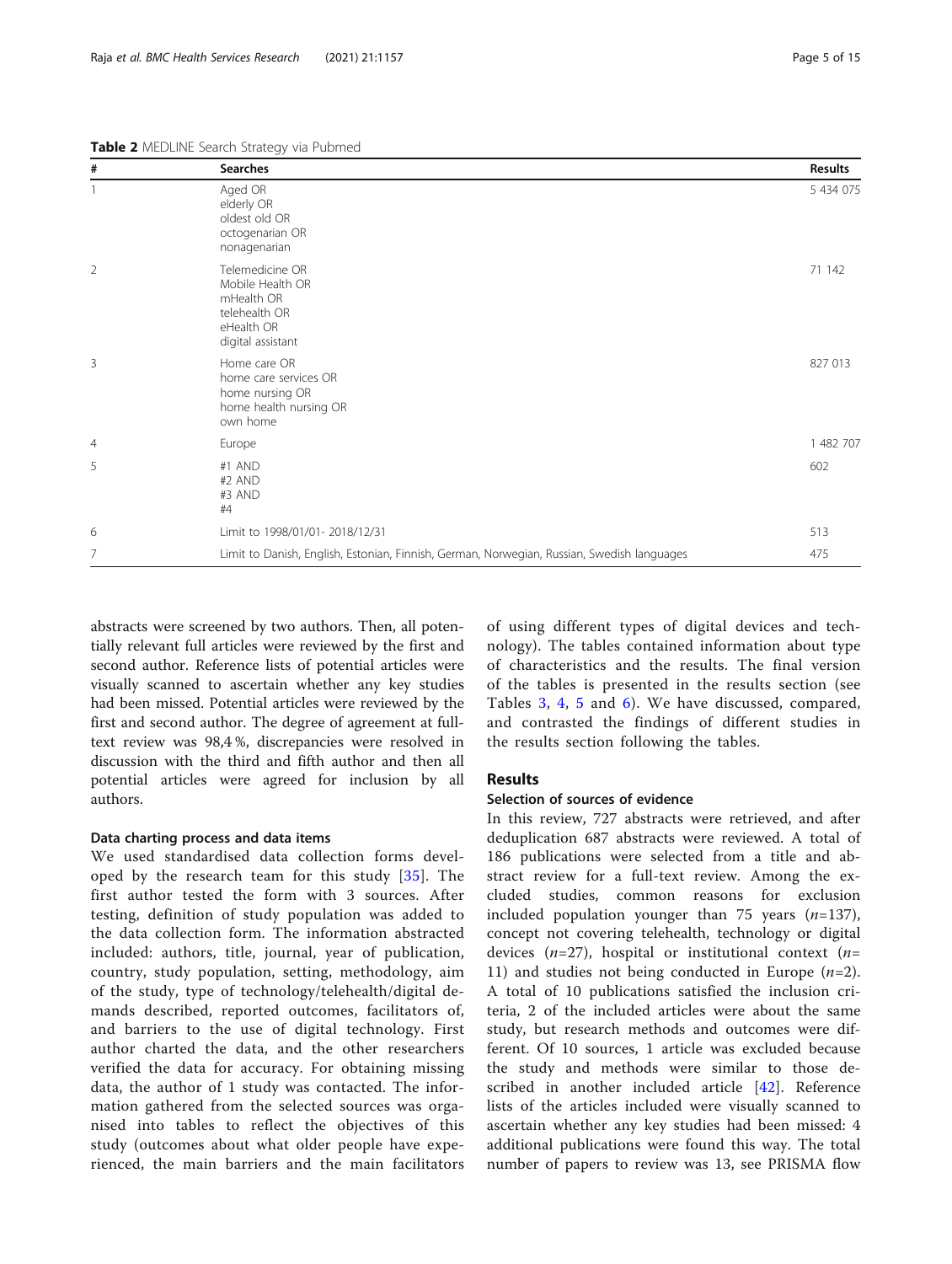**Table 2** MEDLINE Search Strategy via Pubmed

| # | Searches | Results |
|---|---|---|
| 1 | Aged OR<br>elderly OR<br>oldest old OR<br>octogenarian OR<br>nonagenarian | 5 434 075 |
| 2 | Telemedicine OR<br>Mobile Health OR<br>mHealth OR<br>telehealth OR<br>eHealth OR<br>digital assistant | 71 142 |
| 3 | Home care OR<br>home care services OR<br>home nursing OR<br>home health nursing OR<br>own home | 827 013 |
| 4 | Europe | 1 482 707 |
| 5 | #1 AND<br>#2 AND<br>#3 AND<br>#4 | 602 |
| 6 | Limit to 1998/01/01- 2018/12/31 | 513 |
| 7 | Limit to Danish, English, Estonian, Finnish, German, Norwegian, Russian, Swedish languages | 475 |

abstracts were screened by two authors. Then, all potentially relevant full articles were reviewed by the first and second author. Reference lists of potential articles were visually scanned to ascertain whether any key studies had been missed. Potential articles were reviewed by the first and second author. The degree of agreement at full-text review was 98,4 %, discrepancies were resolved in discussion with the third and fifth author and then all potential articles were agreed for inclusion by all authors.

#### Data charting process and data items

We used standardised data collection forms developed by the research team for this study [35]. The first author tested the form with 3 sources. After testing, definition of study population was added to the data collection form. The information abstracted included: authors, title, journal, year of publication, country, study population, setting, methodology, aim of the study, type of technology/telehealth/digital demands described, reported outcomes, facilitators of, and barriers to the use of digital technology. First author charted the data, and the other researchers verified the data for accuracy. For obtaining missing data, the author of 1 study was contacted. The information gathered from the selected sources was organised into tables to reflect the objectives of this study (outcomes about what older people have experienced, the main barriers and the main facilitators of using different types of digital devices and technology). The tables contained information about type of characteristics and the results. The final version of the tables is presented in the results section (see Tables 3, 4, 5 and 6). We have discussed, compared, and contrasted the findings of different studies in the results section following the tables.

## Results

#### Selection of sources of evidence

In this review, 727 abstracts were retrieved, and after deduplication 687 abstracts were reviewed. A total of 186 publications were selected from a title and abstract review for a full-text review. Among the excluded studies, common reasons for exclusion included population younger than 75 years (*n*=137), concept not covering telehealth, technology or digital devices (*n*=27), hospital or institutional context (*n*=11) and studies not being conducted in Europe (*n*=2). A total of 10 publications satisfied the inclusion criteria, 2 of the included articles were about the same study, but research methods and outcomes were different. Of 10 sources, 1 article was excluded because the study and methods were similar to those described in another included article [42]. Reference lists of the articles included were visually scanned to ascertain whether any key studies had been missed: 4 additional publications were found this way. The total number of papers to review was 13, see PRISMA flow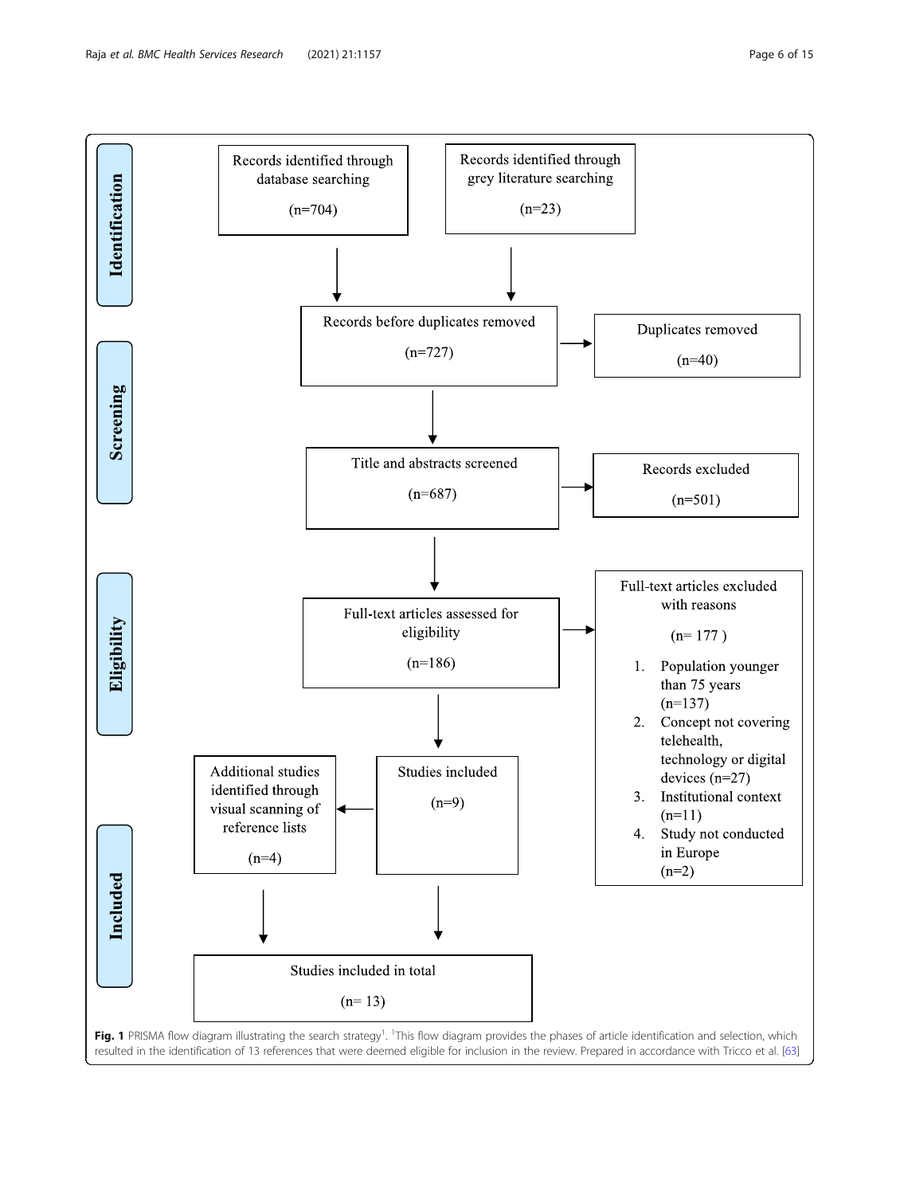**Identification**

Records identified through database searching (n=704)

Records identified through grey literature searching (n=23)

**Screening**

Records before duplicates removed (n=727)

Duplicates removed (n=40)

Title and abstracts screened (n=687)

Records excluded (n=501)

**Eligibility**

Full-text articles assessed for eligibility (n=186)

Full-text articles excluded with reasons (n= 177 )

1. Population younger than 75 years (n=137)
2. Concept not covering telehealth, technology or digital devices (n=27)
3. Institutional context (n=11)
4. Study not conducted in Europe (n=2)

**Included**

Studies included (n=9)

Additional studies identified through visual scanning of reference lists (n=4)

Studies included in total (n= 13)

**Fig. 1** PRISMA flow diagram illustrating the search strategy[1]. [1]This flow diagram provides the phases of article identification and selection, which resulted in the identification of 13 references that were deemed eligible for inclusion in the review. Prepared in accordance with Tricco et al. [63]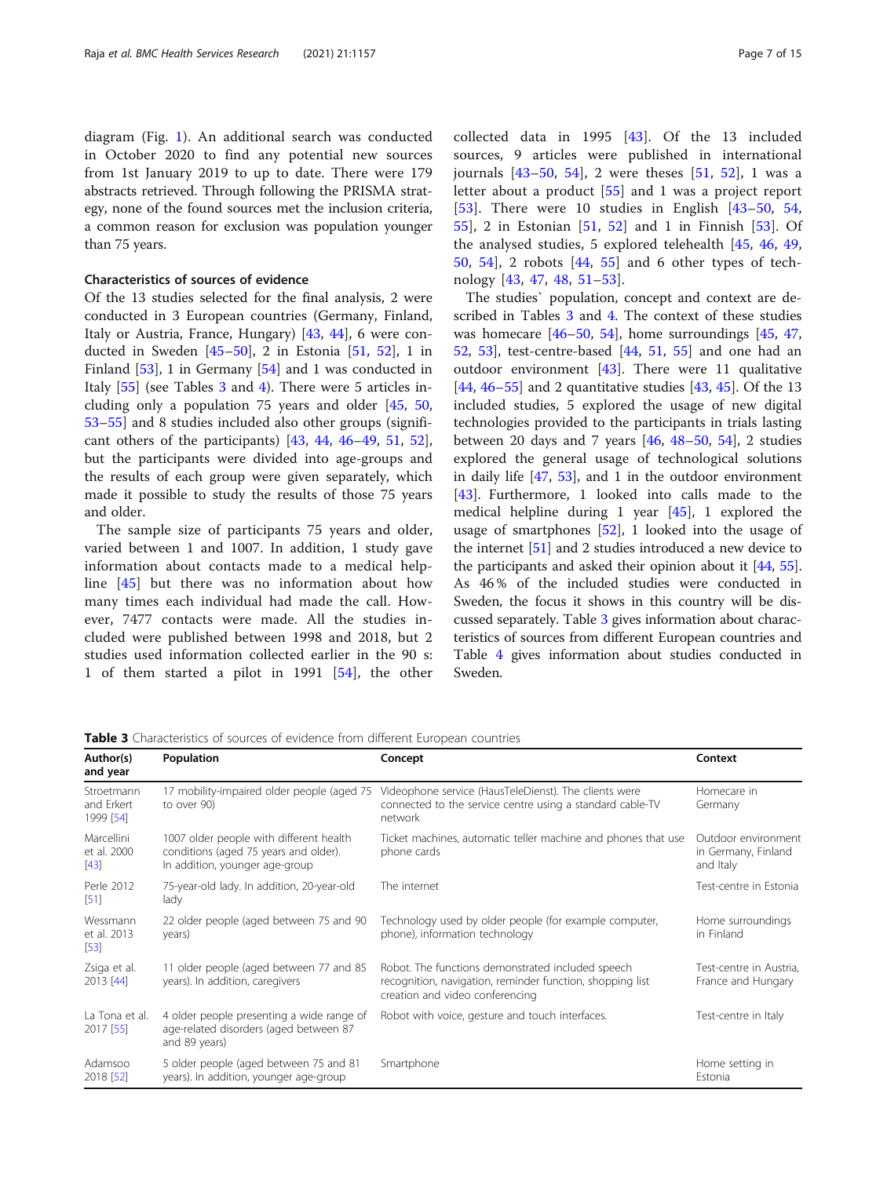diagram (Fig. 1). An additional search was conducted in October 2020 to find any potential new sources from 1st January 2019 to up to date. There were 179 abstracts retrieved. Through following the PRISMA strategy, none of the found sources met the inclusion criteria, a common reason for exclusion was population younger than 75 years.

### Characteristics of sources of evidence

Of the 13 studies selected for the final analysis, 2 were conducted in 3 European countries (Germany, Finland, Italy or Austria, France, Hungary) [43, 44], 6 were conducted in Sweden [45–50], 2 in Estonia [51, 52], 1 in Finland [53], 1 in Germany [54] and 1 was conducted in Italy [55] (see Tables 3 and 4). There were 5 articles including only a population 75 years and older [45, 50, 53–55] and 8 studies included also other groups (significant others of the participants) [43, 44, 46–49, 51, 52], but the participants were divided into age-groups and the results of each group were given separately, which made it possible to study the results of those 75 years and older.

The sample size of participants 75 years and older, varied between 1 and 1007. In addition, 1 study gave information about contacts made to a medical helpline [45] but there was no information about how many times each individual had made the call. However, 7477 contacts were made. All the studies included were published between 1998 and 2018, but 2 studies used information collected earlier in the 90 s: 1 of them started a pilot in 1991 [54], the other collected data in 1995 [43]. Of the 13 included sources, 9 articles were published in international journals [43–50, 54], 2 were theses [51, 52], 1 was a letter about a product [55] and 1 was a project report [53]. There were 10 studies in English [43–50, 54, 55], 2 in Estonian [51, 52] and 1 in Finnish [53]. Of the analysed studies, 5 explored telehealth [45, 46, 49, 50, 54], 2 robots [44, 55] and 6 other types of technology [43, 47, 48, 51–53].

The studies` population, concept and context are described in Tables 3 and 4. The context of these studies was homecare [46–50, 54], home surroundings [45, 47, 52, 53], test-centre-based [44, 51, 55] and one had an outdoor environment [43]. There were 11 qualitative [44, 46–55] and 2 quantitative studies [43, 45]. Of the 13 included studies, 5 explored the usage of new digital technologies provided to the participants in trials lasting between 20 days and 7 years [46, 48–50, 54], 2 studies explored the general usage of technological solutions in daily life [47, 53], and 1 in the outdoor environment [43]. Furthermore, 1 looked into calls made to the medical helpline during 1 year [45], 1 explored the usage of smartphones [52], 1 looked into the usage of the internet [51] and 2 studies introduced a new device to the participants and asked their opinion about it [44, 55]. As 46 % of the included studies were conducted in Sweden, the focus it shows in this country will be discussed separately. Table 3 gives information about characteristics of sources from different European countries and Table 4 gives information about studies conducted in Sweden.

**Table 3** Characteristics of sources of evidence from different European countries

| Author(s) and year | Population | Concept | Context |
|---|---|---|---|
| Stroetmann and Erkert 1999 [54] | 17 mobility-impaired older people (aged 75 to over 90) | Videophone service (HausTeleDienst). The clients were connected to the service centre using a standard cable-TV network | Homecare in Germany |
| Marcellini et al. 2000 [43] | 1007 older people with different health conditions (aged 75 years and older). In addition, younger age-group | Ticket machines, automatic teller machine and phones that use phone cards | Outdoor environment in Germany, Finland and Italy |
| Perle 2012 [51] | 75-year-old lady. In addition, 20-year-old lady | The internet | Test-centre in Estonia |
| Wessmann et al. 2013 [53] | 22 older people (aged between 75 and 90 years) | Technology used by older people (for example computer, phone), information technology | Home surroundings in Finland |
| Zsiga et al. 2013 [44] | 11 older people (aged between 77 and 85 years). In addition, caregivers | Robot. The functions demonstrated included speech recognition, navigation, reminder function, shopping list creation and video conferencing | Test-centre in Austria, France and Hungary |
| La Tona et al. 2017 [55] | 4 older people presenting a wide range of age-related disorders (aged between 87 and 89 years) | Robot with voice, gesture and touch interfaces. | Test-centre in Italy |
| Adamsoo 2018 [52] | 5 older people (aged between 75 and 81 years). In addition, younger age-group | Smartphone | Home setting in Estonia |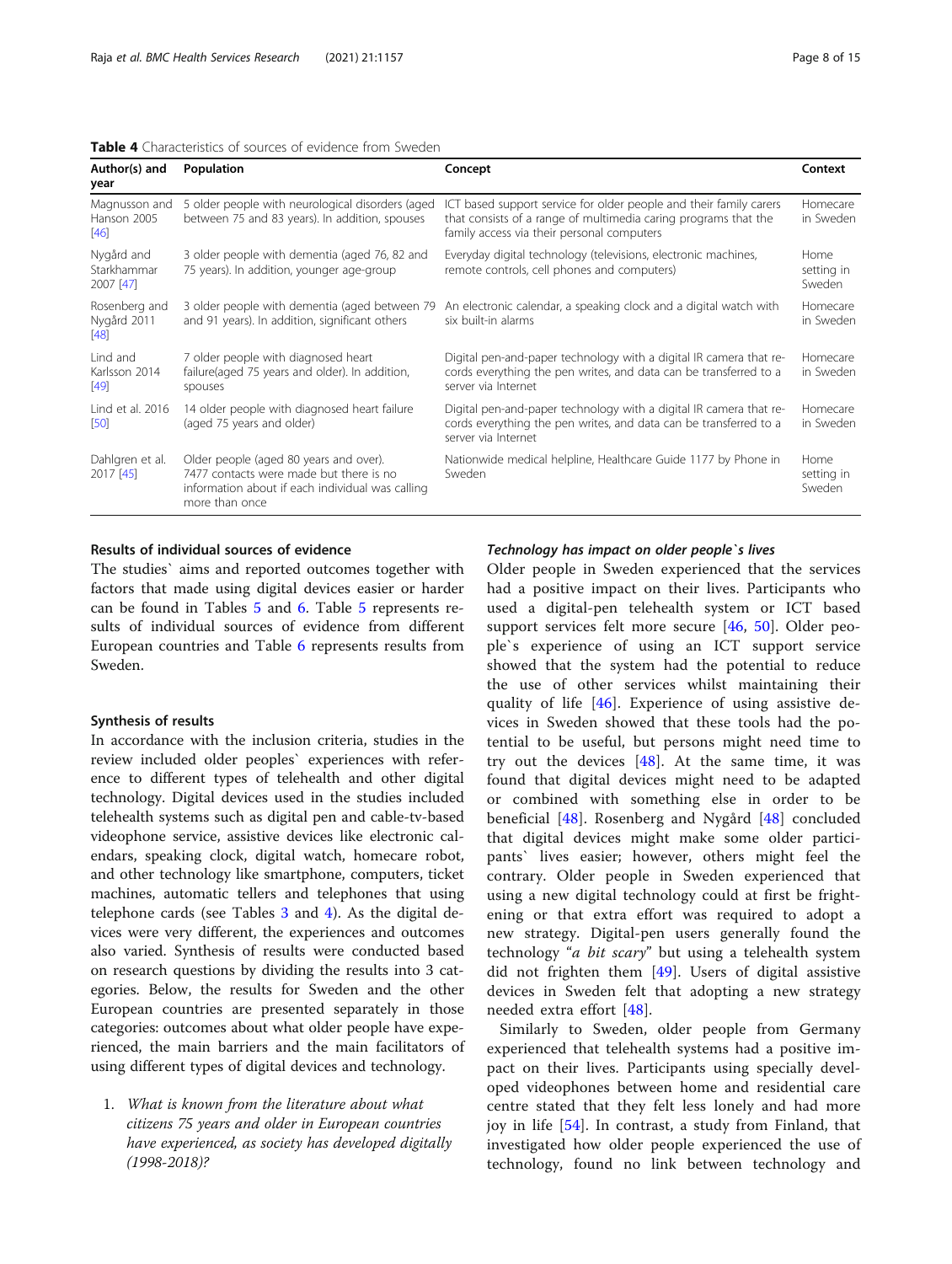**Table 4** Characteristics of sources of evidence from Sweden

| Author(s) and year | Population | Concept | Context |
| --- | --- | --- | --- |
| Magnusson and Hanson 2005 [46] | 5 older people with neurological disorders (aged between 75 and 83 years). In addition, spouses | ICT based support service for older people and their family carers that consists of a range of multimedia caring programs that the family access via their personal computers | Homecare in Sweden |
| Nygård and Starkhammar 2007 [47] | 3 older people with dementia (aged 76, 82 and 75 years). In addition, younger age-group | Everyday digital technology (televisions, electronic machines, remote controls, cell phones and computers) | Home setting in Sweden |
| Rosenberg and Nygård 2011 [48] | 3 older people with dementia (aged between 79 and 91 years). In addition, significant others | An electronic calendar, a speaking clock and a digital watch with six built-in alarms | Homecare in Sweden |
| Lind and Karlsson 2014 [49] | 7 older people with diagnosed heart failure(aged 75 years and older). In addition, spouses | Digital pen-and-paper technology with a digital IR camera that records everything the pen writes, and data can be transferred to a server via Internet | Homecare in Sweden |
| Lind et al. 2016 [50] | 14 older people with diagnosed heart failure (aged 75 years and older) | Digital pen-and-paper technology with a digital IR camera that records everything the pen writes, and data can be transferred to a server via Internet | Homecare in Sweden |
| Dahlgren et al. 2017 [45] | Older people (aged 80 years and over). 7477 contacts were made but there is no information about if each individual was calling more than once | Nationwide medical helpline, Healthcare Guide 1177 by Phone in Sweden | Home setting in Sweden |

### Results of individual sources of evidence

The studies` aims and reported outcomes together with factors that made using digital devices easier or harder can be found in Tables 5 and 6. Table 5 represents results of individual sources of evidence from different European countries and Table 6 represents results from Sweden.

### Synthesis of results

In accordance with the inclusion criteria, studies in the review included older peoples` experiences with reference to different types of telehealth and other digital technology. Digital devices used in the studies included telehealth systems such as digital pen and cable-tv-based videophone service, assistive devices like electronic calendars, speaking clock, digital watch, homecare robot, and other technology like smartphone, computers, ticket machines, automatic tellers and telephones that using telephone cards (see Tables 3 and 4). As the digital devices were very different, the experiences and outcomes also varied. Synthesis of results were conducted based on research questions by dividing the results into 3 categories. Below, the results for Sweden and the other European countries are presented separately in those categories: outcomes about what older people have experienced, the main barriers and the main facilitators of using different types of digital devices and technology.

1. *What is known from the literature about what citizens 75 years and older in European countries have experienced, as society has developed digitally (1998-2018)?*

#### *Technology has impact on older people`s lives*

Older people in Sweden experienced that the services had a positive impact on their lives. Participants who used a digital-pen telehealth system or ICT based support services felt more secure [46, 50]. Older people`s experience of using an ICT support service showed that the system had the potential to reduce the use of other services whilst maintaining their quality of life [46]. Experience of using assistive devices in Sweden showed that these tools had the potential to be useful, but persons might need time to try out the devices [48]. At the same time, it was found that digital devices might need to be adapted or combined with something else in order to be beneficial [48]. Rosenberg and Nygård [48] concluded that digital devices might make some older participants` lives easier; however, others might feel the contrary. Older people in Sweden experienced that using a new digital technology could at first be frightening or that extra effort was required to adopt a new strategy. Digital-pen users generally found the technology "*a bit scary*" but using a telehealth system did not frighten them [49]. Users of digital assistive devices in Sweden felt that adopting a new strategy needed extra effort [48].

Similarly to Sweden, older people from Germany experienced that telehealth systems had a positive impact on their lives. Participants using specially developed videophones between home and residential care centre stated that they felt less lonely and had more joy in life [54]. In contrast, a study from Finland, that investigated how older people experienced the use of technology, found no link between technology and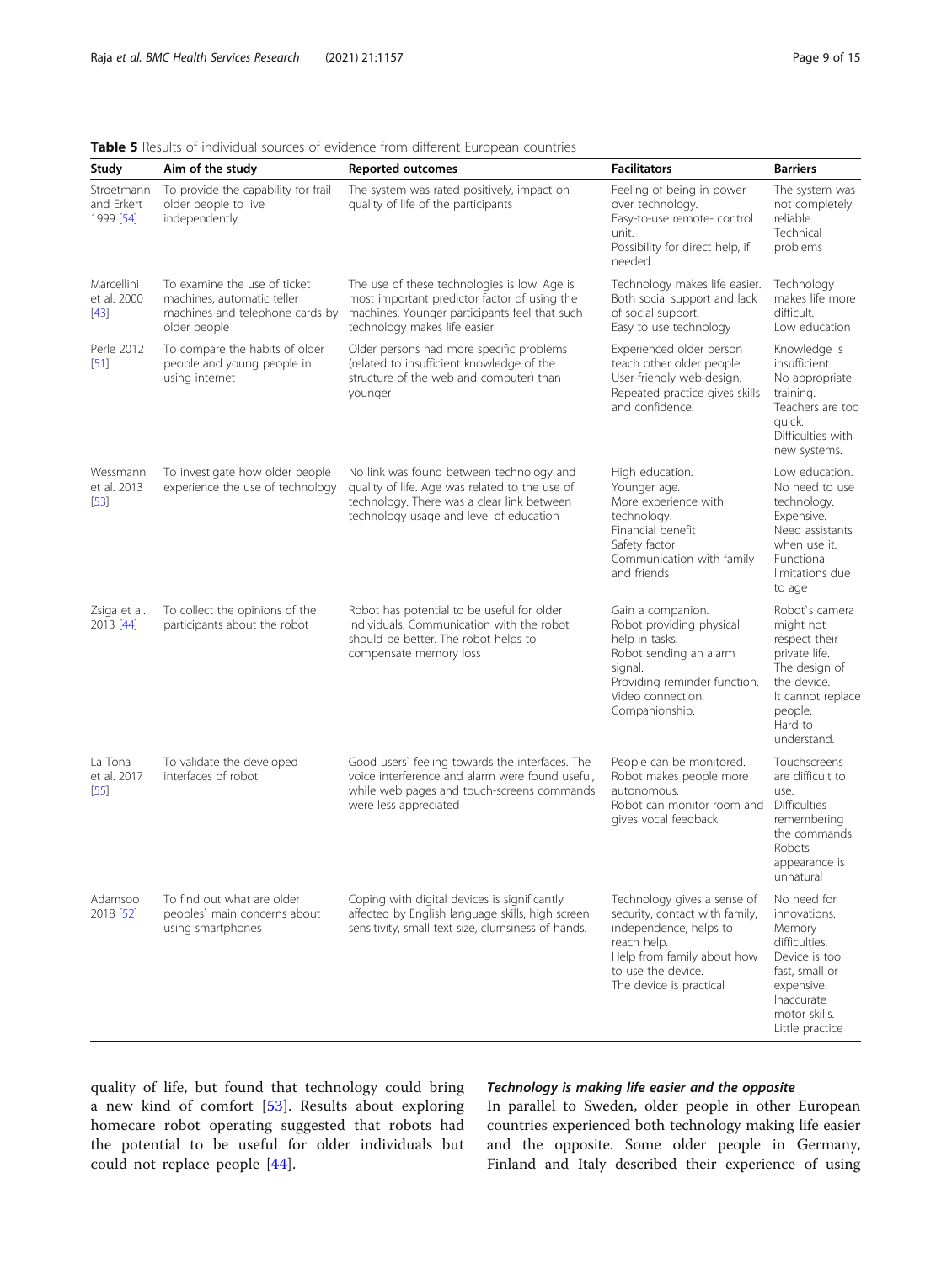**Table 5** Results of individual sources of evidence from different European countries

| Study | Aim of the study | Reported outcomes | Facilitators | Barriers |
|---|---|---|---|---|
| Stroetmann and Erkert 1999 [54] | To provide the capability for frail older people to live independently | The system was rated positively, impact on quality of life of the participants | Feeling of being in power over technology. Easy-to-use remote- control unit. Possibility for direct help, if needed | The system was not completely reliable. Technical problems |
| Marcellini et al. 2000 [43] | To examine the use of ticket machines, automatic teller machines and telephone cards by older people | The use of these technologies is low. Age is most important predictor factor of using the machines. Younger participants feel that such technology makes life easier | Technology makes life easier. Both social support and lack of social support. Easy to use technology | Technology makes life more difficult. Low education |
| Perle 2012 [51] | To compare the habits of older people and young people in using internet | Older persons had more specific problems (related to insufficient knowledge of the structure of the web and computer) than younger | Experienced older person teach other older people. User-friendly web-design. Repeated practice gives skills and confidence. | Knowledge is insufficient. No appropriate training. Teachers are too quick. Difficulties with new systems. |
| Wessmann et al. 2013 [53] | To investigate how older people experience the use of technology | No link was found between technology and quality of life. Age was related to the use of technology. There was a clear link between technology usage and level of education | High education. Younger age. More experience with technology. Financial benefit Safety factor Communication with family and friends | Low education. No need to use technology. Expensive. Need assistants when use it. Functional limitations due to age |
| Zsiga et al. 2013 [44] | To collect the opinions of the participants about the robot | Robot has potential to be useful for older individuals. Communication with the robot should be better. The robot helps to compensate memory loss | Gain a companion. Robot providing physical help in tasks. Robot sending an alarm signal. Providing reminder function. Video connection. Companionship. | Robot`s camera might not respect their private life. The design of the device. It cannot replace people. Hard to understand. |
| La Tona et al. 2017 [55] | To validate the developed interfaces of robot | Good users` feeling towards the interfaces. The voice interference and alarm were found useful, while web pages and touch-screens commands were less appreciated | People can be monitored. Robot makes people more autonomous. Robot can monitor room and gives vocal feedback | Touchscreens are difficult to use. Difficulties remembering the commands. Robots appearance is unnatural |
| Adamsoo 2018 [52] | To find out what are older peoples` main concerns about using smartphones | Coping with digital devices is significantly affected by English language skills, high screen sensitivity, small text size, clumsiness of hands. | Technology gives a sense of security, contact with family, independence, helps to reach help. Help from family about how to use the device. The device is practical | No need for innovations. Memory difficulties. Device is too fast, small or expensive. Inaccurate motor skills. Little practice |

quality of life, but found that technology could bring a new kind of comfort [53]. Results about exploring homecare robot operating suggested that robots had the potential to be useful for older individuals but could not replace people [44].

#### *Technology is making life easier and the opposite*

In parallel to Sweden, older people in other European countries experienced both technology making life easier and the opposite. Some older people in Germany, Finland and Italy described their experience of using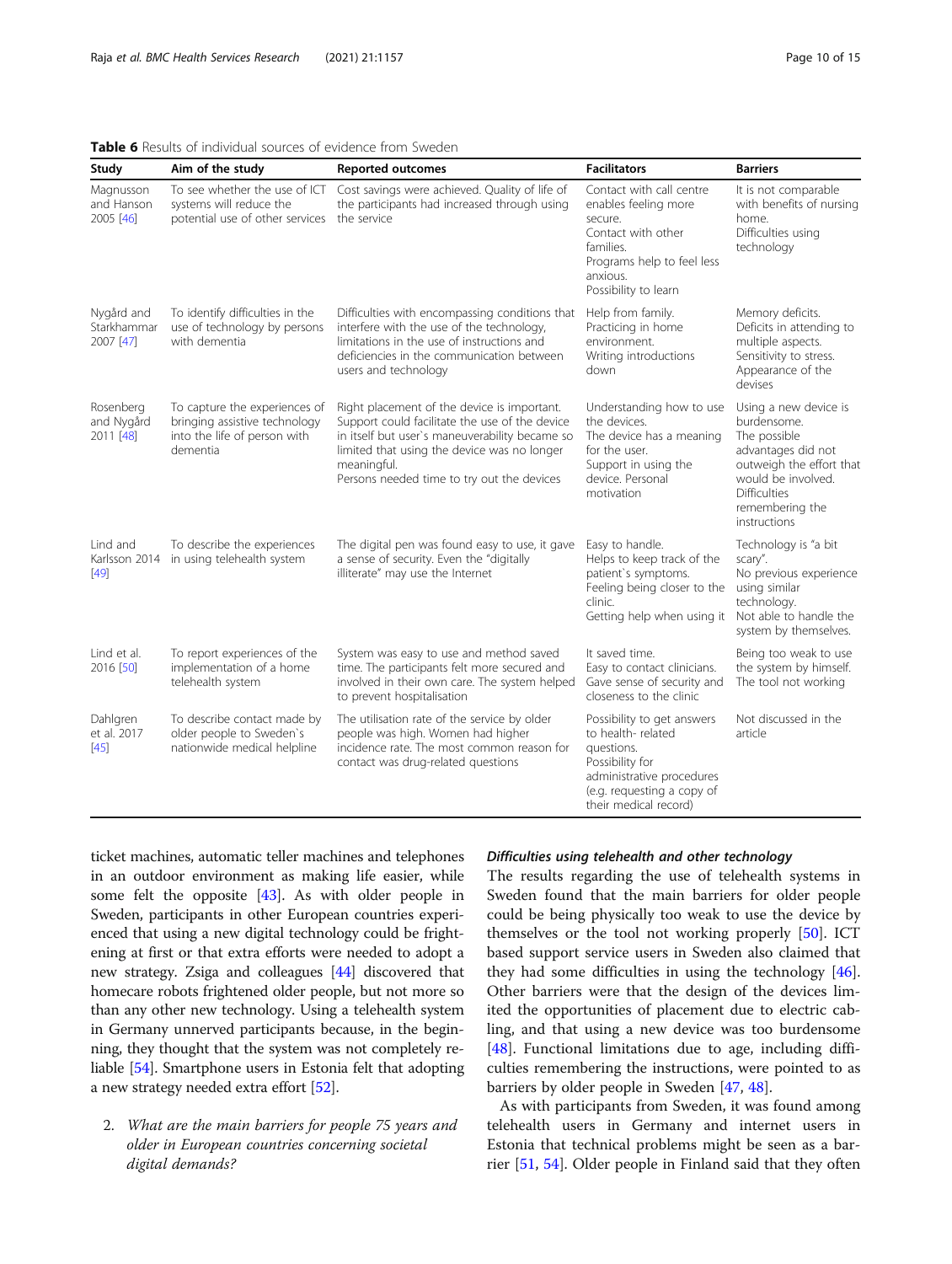**Table 6** Results of individual sources of evidence from Sweden

| Study | Aim of the study | Reported outcomes | Facilitators | Barriers |
|---|---|---|---|---|
| Magnusson and Hanson 2005 [46] | To see whether the use of ICT systems will reduce the potential use of other services | Cost savings were achieved. Quality of life of the participants had increased through using the service | Contact with call centre enables feeling more secure. Contact with other families. Programs help to feel less anxious. Possibility to learn | It is not comparable with benefits of nursing home. Difficulties using technology |
| Nygård and Starkhammar 2007 [47] | To identify difficulties in the use of technology by persons with dementia | Difficulties with encompassing conditions that interfere with the use of the technology, limitations in the use of instructions and deficiencies in the communication between users and technology | Help from family. Practicing in home environment. Writing introductions down | Memory deficits. Deficits in attending to multiple aspects. Sensitivity to stress. Appearance of the devises |
| Rosenberg and Nygård 2011 [48] | To capture the experiences of bringing assistive technology into the life of person with dementia | Right placement of the device is important. Support could facilitate the use of the device in itself but user`s maneuverability became so limited that using the device was no longer meaningful. Persons needed time to try out the devices | Understanding how to use the devices. The device has a meaning for the user. Support in using the device. Personal motivation | Using a new device is burdensome. The possible advantages did not outweigh the effort that would be involved. Difficulties remembering the instructions |
| Lind and Karlsson 2014 [49] | To describe the experiences in using telehealth system | The digital pen was found easy to use, it gave a sense of security. Even the "digitally illiterate" may use the Internet | Easy to handle. Helps to keep track of the patient`s symptoms. Feeling being closer to the clinic. Getting help when using it | Technology is "a bit scary". No previous experience using similar technology. Not able to handle the system by themselves. |
| Lind et al. 2016 [50] | To report experiences of the implementation of a home telehealth system | System was easy to use and method saved time. The participants felt more secured and involved in their own care. The system helped to prevent hospitalisation | It saved time. Easy to contact clinicians. Gave sense of security and closeness to the clinic | Being too weak to use the system by himself. The tool not working |
| Dahlgren et al. 2017 [45] | To describe contact made by older people to Sweden`s nationwide medical helpline | The utilisation rate of the service by older people was high. Women had higher incidence rate. The most common reason for contact was drug-related questions | Possibility to get answers to health- related questions. Possibility for administrative procedures (e.g. requesting a copy of their medical record) | Not discussed in the article |

ticket machines, automatic teller machines and telephones in an outdoor environment as making life easier, while some felt the opposite [43]. As with older people in Sweden, participants in other European countries experienced that using a new digital technology could be frightening at first or that extra efforts were needed to adopt a new strategy. Zsiga and colleagues [44] discovered that homecare robots frightened older people, but not more so than any other new technology. Using a telehealth system in Germany unnerved participants because, in the beginning, they thought that the system was not completely reliable [54]. Smartphone users in Estonia felt that adopting a new strategy needed extra effort [52].

2. *What are the main barriers for people 75 years and older in European countries concerning societal digital demands?*

#### *Difficulties using telehealth and other technology*

The results regarding the use of telehealth systems in Sweden found that the main barriers for older people could be being physically too weak to use the device by themselves or the tool not working properly [50]. ICT based support service users in Sweden also claimed that they had some difficulties in using the technology [46]. Other barriers were that the design of the devices limited the opportunities of placement due to electric cabling, and that using a new device was too burdensome [48]. Functional limitations due to age, including difficulties remembering the instructions, were pointed to as barriers by older people in Sweden [47, 48].

As with participants from Sweden, it was found among telehealth users in Germany and internet users in Estonia that technical problems might be seen as a barrier [51, 54]. Older people in Finland said that they often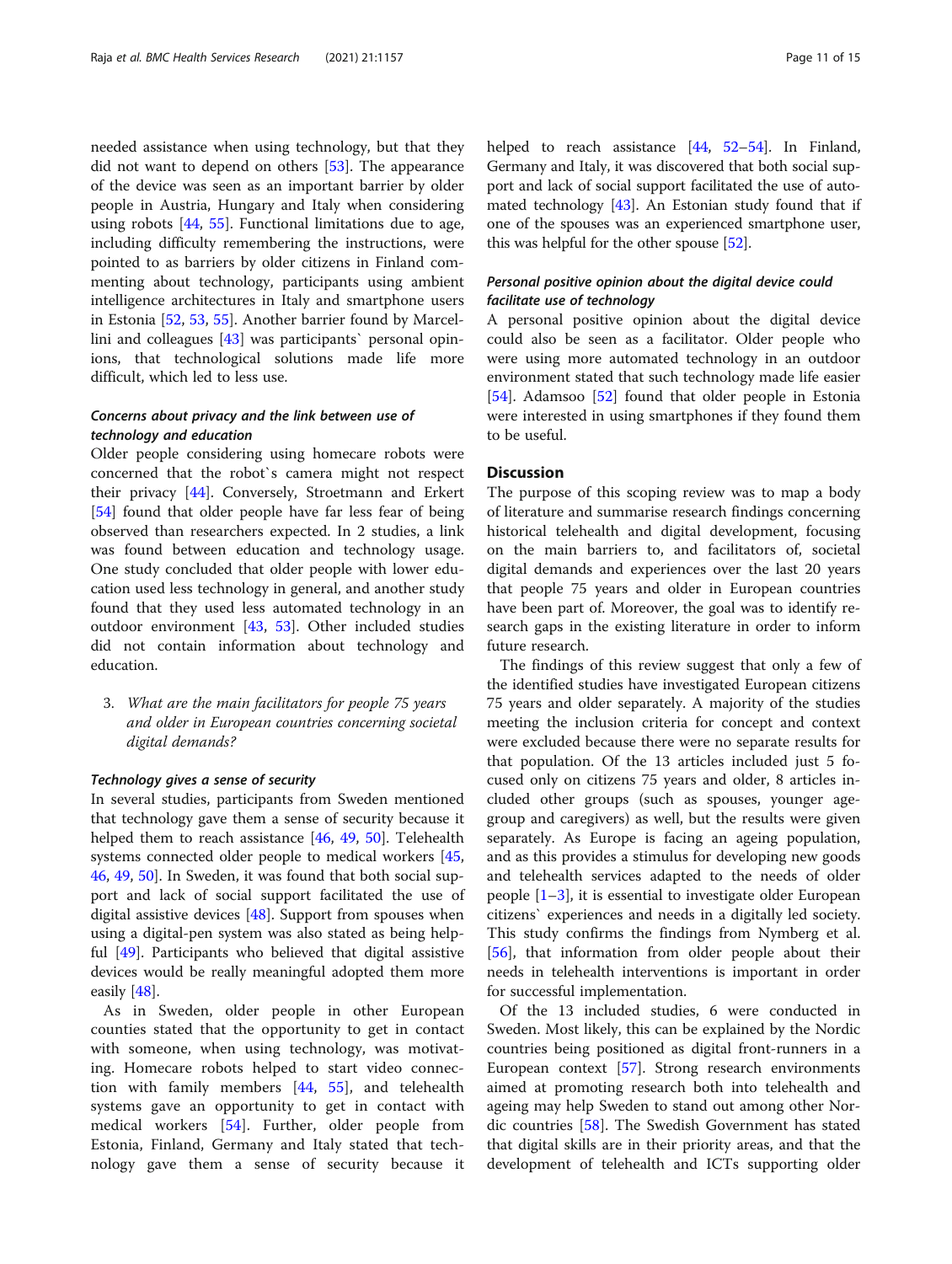needed assistance when using technology, but that they did not want to depend on others [53]. The appearance of the device was seen as an important barrier by older people in Austria, Hungary and Italy when considering using robots [44, 55]. Functional limitations due to age, including difficulty remembering the instructions, were pointed to as barriers by older citizens in Finland commenting about technology, participants using ambient intelligence architectures in Italy and smartphone users in Estonia [52, 53, 55]. Another barrier found by Marcellini and colleagues [43] was participants` personal opinions, that technological solutions made life more difficult, which led to less use.

#### *Concerns about privacy and the link between use of technology and education*

Older people considering using homecare robots were concerned that the robot`s camera might not respect their privacy [44]. Conversely, Stroetmann and Erkert [54] found that older people have far less fear of being observed than researchers expected. In 2 studies, a link was found between education and technology usage. One study concluded that older people with lower education used less technology in general, and another study found that they used less automated technology in an outdoor environment [43, 53]. Other included studies did not contain information about technology and education.

3. *What are the main facilitators for people 75 years and older in European countries concerning societal digital demands?*

#### *Technology gives a sense of security*

In several studies, participants from Sweden mentioned that technology gave them a sense of security because it helped them to reach assistance [46, 49, 50]. Telehealth systems connected older people to medical workers [45, 46, 49, 50]. In Sweden, it was found that both social support and lack of social support facilitated the use of digital assistive devices [48]. Support from spouses when using a digital-pen system was also stated as being helpful [49]. Participants who believed that digital assistive devices would be really meaningful adopted them more easily [48].

As in Sweden, older people in other European counties stated that the opportunity to get in contact with someone, when using technology, was motivating. Homecare robots helped to start video connection with family members [44, 55], and telehealth systems gave an opportunity to get in contact with medical workers [54]. Further, older people from Estonia, Finland, Germany and Italy stated that technology gave them a sense of security because it helped to reach assistance [44, 52–54]. In Finland, Germany and Italy, it was discovered that both social support and lack of social support facilitated the use of automated technology [43]. An Estonian study found that if one of the spouses was an experienced smartphone user, this was helpful for the other spouse [52].

#### *Personal positive opinion about the digital device could facilitate use of technology*

A personal positive opinion about the digital device could also be seen as a facilitator. Older people who were using more automated technology in an outdoor environment stated that such technology made life easier [54]. Adamsoo [52] found that older people in Estonia were interested in using smartphones if they found them to be useful.

## Discussion

The purpose of this scoping review was to map a body of literature and summarise research findings concerning historical telehealth and digital development, focusing on the main barriers to, and facilitators of, societal digital demands and experiences over the last 20 years that people 75 years and older in European countries have been part of. Moreover, the goal was to identify research gaps in the existing literature in order to inform future research.

The findings of this review suggest that only a few of the identified studies have investigated European citizens 75 years and older separately. A majority of the studies meeting the inclusion criteria for concept and context were excluded because there were no separate results for that population. Of the 13 articles included just 5 focused only on citizens 75 years and older, 8 articles included other groups (such as spouses, younger age-group and caregivers) as well, but the results were given separately. As Europe is facing an ageing population, and as this provides a stimulus for developing new goods and telehealth services adapted to the needs of older people [1–3], it is essential to investigate older European citizens` experiences and needs in a digitally led society. This study confirms the findings from Nymberg et al. [56], that information from older people about their needs in telehealth interventions is important in order for successful implementation.

Of the 13 included studies, 6 were conducted in Sweden. Most likely, this can be explained by the Nordic countries being positioned as digital front-runners in a European context [57]. Strong research environments aimed at promoting research both into telehealth and ageing may help Sweden to stand out among other Nordic countries [58]. The Swedish Government has stated that digital skills are in their priority areas, and that the development of telehealth and ICTs supporting older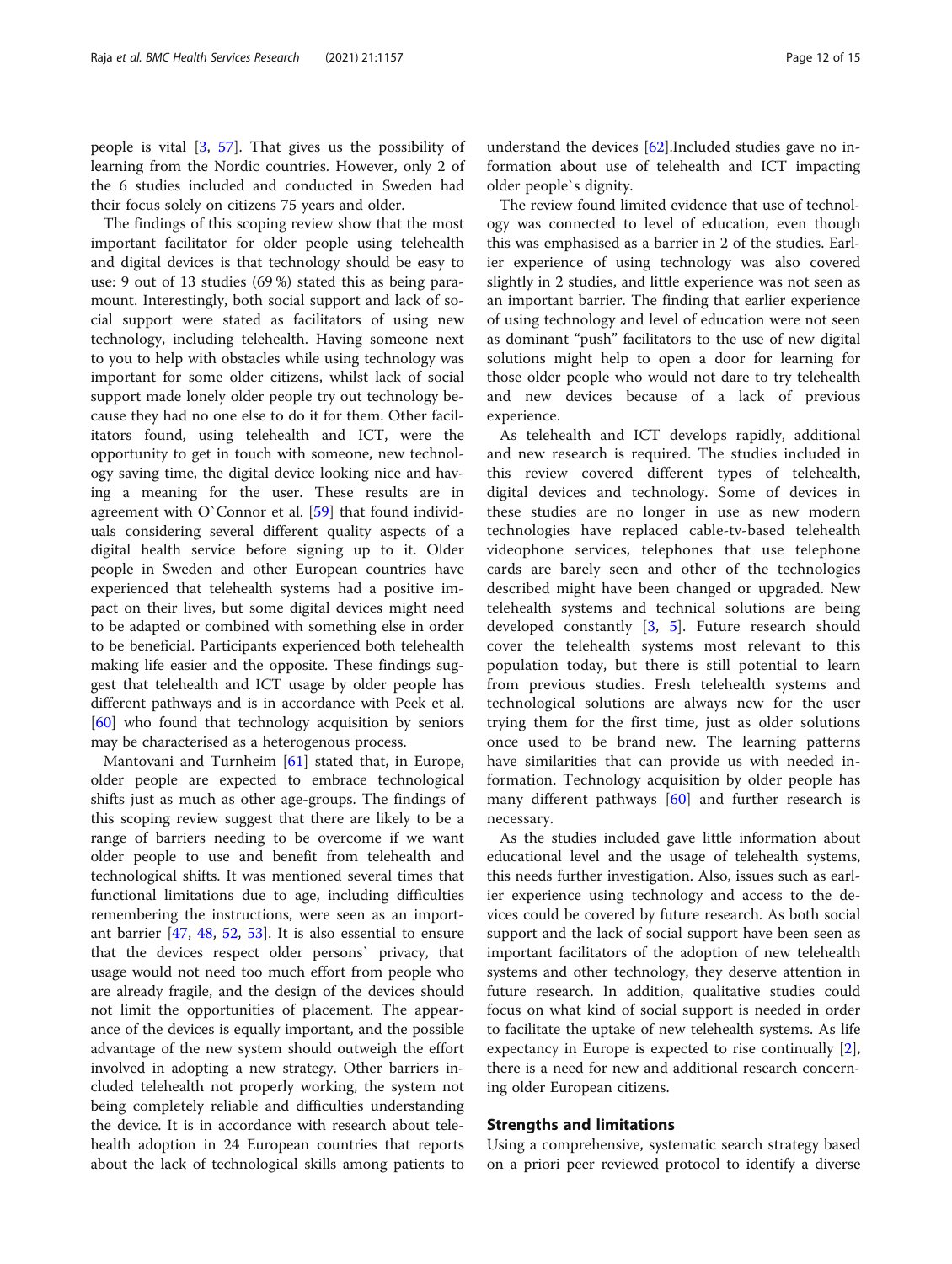people is vital [3, 57]. That gives us the possibility of learning from the Nordic countries. However, only 2 of the 6 studies included and conducted in Sweden had their focus solely on citizens 75 years and older.

The findings of this scoping review show that the most important facilitator for older people using telehealth and digital devices is that technology should be easy to use: 9 out of 13 studies (69 %) stated this as being paramount. Interestingly, both social support and lack of social support were stated as facilitators of using new technology, including telehealth. Having someone next to you to help with obstacles while using technology was important for some older citizens, whilst lack of social support made lonely older people try out technology because they had no one else to do it for them. Other facilitators found, using telehealth and ICT, were the opportunity to get in touch with someone, new technology saving time, the digital device looking nice and having a meaning for the user. These results are in agreement with O`Connor et al. [59] that found individuals considering several different quality aspects of a digital health service before signing up to it. Older people in Sweden and other European countries have experienced that telehealth systems had a positive impact on their lives, but some digital devices might need to be adapted or combined with something else in order to be beneficial. Participants experienced both telehealth making life easier and the opposite. These findings suggest that telehealth and ICT usage by older people has different pathways and is in accordance with Peek et al. [60] who found that technology acquisition by seniors may be characterised as a heterogenous process.

Mantovani and Turnheim [61] stated that, in Europe, older people are expected to embrace technological shifts just as much as other age-groups. The findings of this scoping review suggest that there are likely to be a range of barriers needing to be overcome if we want older people to use and benefit from telehealth and technological shifts. It was mentioned several times that functional limitations due to age, including difficulties remembering the instructions, were seen as an important barrier [47, 48, 52, 53]. It is also essential to ensure that the devices respect older persons` privacy, that usage would not need too much effort from people who are already fragile, and the design of the devices should not limit the opportunities of placement. The appearance of the devices is equally important, and the possible advantage of the new system should outweigh the effort involved in adopting a new strategy. Other barriers included telehealth not properly working, the system not being completely reliable and difficulties understanding the device. It is in accordance with research about telehealth adoption in 24 European countries that reports about the lack of technological skills among patients to understand the devices [62].Included studies gave no information about use of telehealth and ICT impacting older people`s dignity.

The review found limited evidence that use of technology was connected to level of education, even though this was emphasised as a barrier in 2 of the studies. Earlier experience of using technology was also covered slightly in 2 studies, and little experience was not seen as an important barrier. The finding that earlier experience of using technology and level of education were not seen as dominant "push" facilitators to the use of new digital solutions might help to open a door for learning for those older people who would not dare to try telehealth and new devices because of a lack of previous experience.

As telehealth and ICT develops rapidly, additional and new research is required. The studies included in this review covered different types of telehealth, digital devices and technology. Some of devices in these studies are no longer in use as new modern technologies have replaced cable-tv-based telehealth videophone services, telephones that use telephone cards are barely seen and other of the technologies described might have been changed or upgraded. New telehealth systems and technical solutions are being developed constantly [3, 5]. Future research should cover the telehealth systems most relevant to this population today, but there is still potential to learn from previous studies. Fresh telehealth systems and technological solutions are always new for the user trying them for the first time, just as older solutions once used to be brand new. The learning patterns have similarities that can provide us with needed information. Technology acquisition by older people has many different pathways [60] and further research is necessary.

As the studies included gave little information about educational level and the usage of telehealth systems, this needs further investigation. Also, issues such as earlier experience using technology and access to the devices could be covered by future research. As both social support and the lack of social support have been seen as important facilitators of the adoption of new telehealth systems and other technology, they deserve attention in future research. In addition, qualitative studies could focus on what kind of social support is needed in order to facilitate the uptake of new telehealth systems. As life expectancy in Europe is expected to rise continually [2], there is a need for new and additional research concerning older European citizens.

## Strengths and limitations

Using a comprehensive, systematic search strategy based on a priori peer reviewed protocol to identify a diverse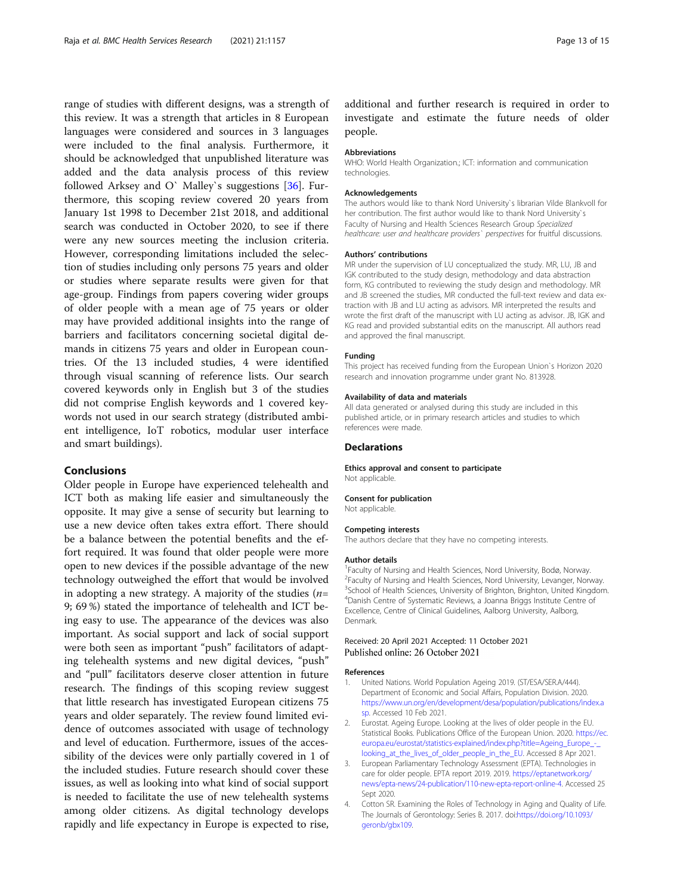range of studies with different designs, was a strength of this review. It was a strength that articles in 8 European languages were considered and sources in 3 languages were included to the final analysis. Furthermore, it should be acknowledged that unpublished literature was added and the data analysis process of this review followed Arksey and O` Malley`s suggestions [36]. Furthermore, this scoping review covered 20 years from January 1st 1998 to December 21st 2018, and additional search was conducted in October 2020, to see if there were any new sources meeting the inclusion criteria. However, corresponding limitations included the selection of studies including only persons 75 years and older or studies where separate results were given for that age-group. Findings from papers covering wider groups of older people with a mean age of 75 years or older may have provided additional insights into the range of barriers and facilitators concerning societal digital demands in citizens 75 years and older in European countries. Of the 13 included studies, 4 were identified through visual scanning of reference lists. Our search covered keywords only in English but 3 of the studies did not comprise English keywords and 1 covered keywords not used in our search strategy (distributed ambient intelligence, IoT robotics, modular user interface and smart buildings).

## Conclusions

Older people in Europe have experienced telehealth and ICT both as making life easier and simultaneously the opposite. It may give a sense of security but learning to use a new device often takes extra effort. There should be a balance between the potential benefits and the effort required. It was found that older people were more open to new devices if the possible advantage of the new technology outweighed the effort that would be involved in adopting a new strategy. A majority of the studies (*n*= 9; 69 %) stated the importance of telehealth and ICT being easy to use. The appearance of the devices was also important. As social support and lack of social support were both seen as important "push" facilitators of adapting telehealth systems and new digital devices, "push" and "pull" facilitators deserve closer attention in future research. The findings of this scoping review suggest that little research has investigated European citizens 75 years and older separately. The review found limited evidence of outcomes associated with usage of technology and level of education. Furthermore, issues of the accessibility of the devices were only partially covered in 1 of the included studies. Future research should cover these issues, as well as looking into what kind of social support is needed to facilitate the use of new telehealth systems among older citizens. As digital technology develops rapidly and life expectancy in Europe is expected to rise, additional and further research is required in order to investigate and estimate the future needs of older people.

### Abbreviations

WHO: World Health Organization.; ICT: information and communication technologies.

### Acknowledgements

The authors would like to thank Nord University`s librarian Vilde Blankvoll for her contribution. The first author would like to thank Nord University`s Faculty of Nursing and Health Sciences Research Group *Specialized healthcare: user and healthcare providers` perspectives* for fruitful discussions.

### Authors' contributions

MR under the supervision of LU conceptualized the study. MR, LU, JB and IGK contributed to the study design, methodology and data abstraction form, KG contributed to reviewing the study design and methodology. MR and JB screened the studies, MR conducted the full-text review and data extraction with JB and LU acting as advisors. MR interpreted the results and wrote the first draft of the manuscript with LU acting as advisor. JB, IGK and KG read and provided substantial edits on the manuscript. All authors read and approved the final manuscript.

### Funding

This project has received funding from the European Union`s Horizon 2020 research and innovation programme under grant No. 813928.

### Availability of data and materials

All data generated or analysed during this study are included in this published article, or in primary research articles and studies to which references were made.

## Declarations

### Ethics approval and consent to participate

Not applicable.

### Consent for publication

Not applicable.

### Competing interests

The authors declare that they have no competing interests.

### Author details

[1]Faculty of Nursing and Health Sciences, Nord University, Bodø, Norway. [2]Faculty of Nursing and Health Sciences, Nord University, Levanger, Norway. [3]School of Health Sciences, University of Brighton, Brighton, United Kingdom. [4]Danish Centre of Systematic Reviews, a Joanna Briggs Institute Centre of Excellence, Centre of Clinical Guidelines, Aalborg University, Aalborg, Denmark.

Received: 20 April 2021 Accepted: 11 October 2021
Published online: 26 October 2021

### References

1. United Nations. World Population Ageing 2019. (ST/ESA/SER.A/444). Department of Economic and Social Affairs, Population Division. 2020. https://www.un.org/en/development/desa/population/publications/index.asp. Accessed 10 Feb 2021.
2. Eurostat. Ageing Europe. Looking at the lives of older people in the EU. Statistical Books. Publications Office of the European Union. 2020. https://ec.europa.eu/eurostat/statistics-explained/index.php?title=Ageing_Europe_-_looking_at_the_lives_of_older_people_in_the_EU. Accessed 8 Apr 2021.
3. European Parliamentary Technology Assessment (EPTA). Technologies in care for older people. EPTA report 2019. 2019. https://eptanetwork.org/news/epta-news/24-publication/110-new-epta-report-online-4. Accessed 25 Sept 2020.
4. Cotton SR. Examining the Roles of Technology in Aging and Quality of Life. The Journals of Gerontology: Series B. 2017. doi:https://doi.org/10.1093/geronb/gbx109.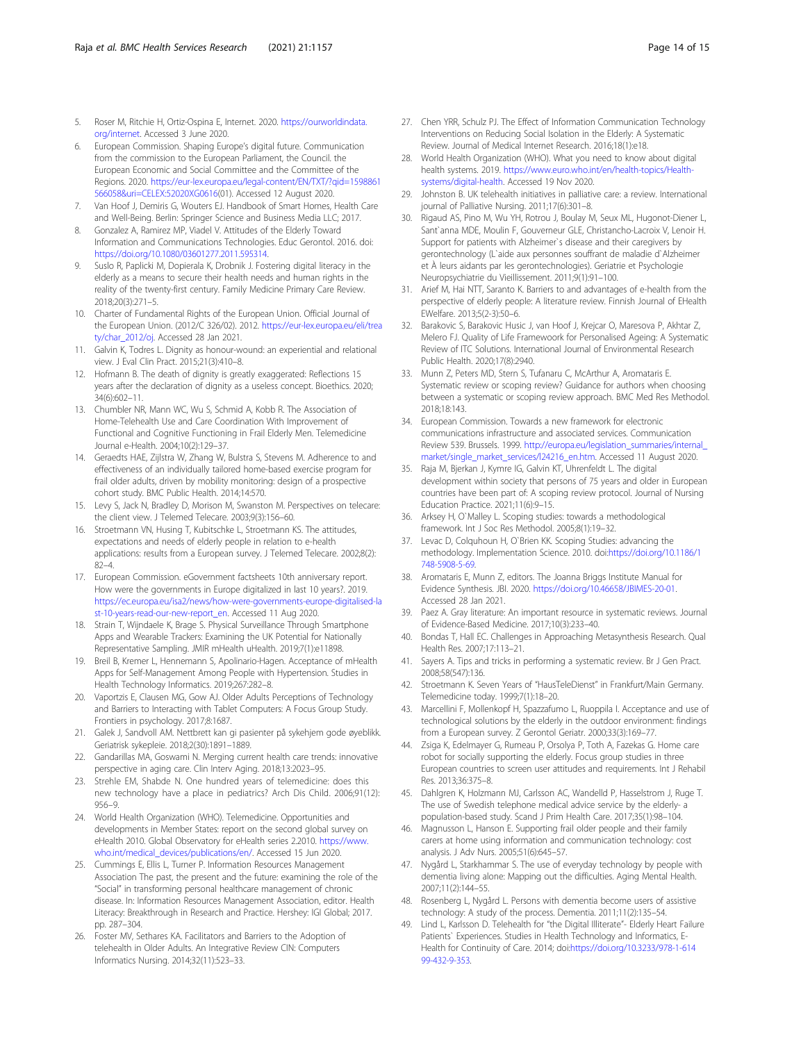5. Roser M, Ritchie H, Ortiz-Ospina E, Internet. 2020. https://ourworldindata.org/internet. Accessed 3 June 2020.
6. European Commission. Shaping Europe's digital future. Communication from the commission to the European Parliament, The Council. the European Economic and Social Committee and the Committee of the Regions. 2020. https://eur-lex.europa.eu/legal-content/EN/TXT/?qid=1598861566058&uri=CELEX:52020XG0616(01). Accessed 12 August 2020.
7. Van Hoof J, Demiris G, Wouters EJ. Handbook of Smart Homes, Health Care and Well-Being. Berlin: Springer Science and Business Media LLC; 2017.
8. Gonzalez A, Ramirez MP, Viadel V. Attitudes of the Elderly Toward Information and Communications Technologies. Educ Gerontol. 2016. doi: https://doi.org/10.1080/03601277.2011.595314.
9. Suslo R, Paplicki M, Dopierala K, Drobnik J. Fostering digital literacy in the elderly as a means to secure their health needs and human rights in the reality of the twenty-first century. Family Medicine Primary Care Review. 2018;20(3):271–5.
10. Charter of Fundamental Rights of the European Union. Official Journal of the European Union. (2012/C 326/02). 2012. https://eur-lex.europa.eu/eli/treaty/char_2012/oj. Accessed 28 Jan 2021.
11. Galvin K, Todres L. Dignity as honour-wound: an experiential and relational view. J Eval Clin Pract. 2015;21(3):410–8.
12. Hofmann B. The death of dignity is greatly exaggerated: Reflections 15 years after the declaration of dignity as a useless concept. Bioethics. 2020; 34(6):602–11.
13. Chumbler NR, Mann WC, Wu S, Schmid A, Kobb R. The Association of Home-Telehealth Use and Care Coordination With Improvement of Functional and Cognitive Functioning in Frail Elderly Men. Telemedicine Journal e-Health. 2004;10(2):129–37.
14. Geraedts HAE, Zijlstra W, Zhang W, Bulstra S, Stevens M. Adherence to and effectiveness of an individually tailored home-based exercise program for frail older adults, driven by mobility monitoring: design of a prospective cohort study. BMC Public Health. 2014;14:570.
15. Levy S, Jack N, Bradley D, Morison M, Swanston M. Perspectives on telecare: the client view. J Telemed Telecare. 2003;9(3):156–60.
16. Stroetmann VN, Husing T, Kubitschke L, Stroetmann KS. The attitudes, expectations and needs of elderly people in relation to e-health applications: results from a European survey. J Telemed Telecare. 2002;8(2): 82–4.
17. European Commission. eGovernment factsheets 10th anniversary report. How were the governments in Europe digitalized in last 10 years?. 2019. https://ec.europa.eu/isa2/news/how-were-governments-europe-digitalised-last-10-years-read-our-new-report_en. Accessed 11 Aug 2020.
18. Strain T, Wijndaele K, Brage S. Physical Surveillance Through Smartphone Apps and Wearable Trackers: Examining the UK Potential for Nationally Representative Sampling. JMIR mHealth uHealth. 2019;7(1):e11898.
19. Breil B, Kremer L, Hennemann S, Apolinario-Hagen. Acceptance of mHealth Apps for Self-Management Among People with Hypertension. Studies in Health Technology Informatics. 2019;267:282–8.
20. Vaportzis E, Clausen MG, Gow AJ. Older Adults Perceptions of Technology and Barriers to Interacting with Tablet Computers: A Focus Group Study. Frontiers in psychology. 2017;8:1687.
21. Galek J, Sandvoll AM. Nettbrett kan gi pasienter på sykehjem gode øyeblikk. Geriatrisk sykepleie. 2018;2(30):1891–1889.
22. Gandarillas MA, Goswami N. Merging current health care trends: innovative perspective in aging care. Clin Interv Aging. 2018;13:2023–95.
23. Strehle EM, Shabde N. One hundred years of telemedicine: does this new technology have a place in pediatrics? Arch Dis Child. 2006;91(12): 956–9.
24. World Health Organization (WHO). Telemedicine. Opportunities and developments in Member States: report on the second global survey on eHealth 2010. Global Observatory for eHealth series 2.2010. https://www.who.int/medical_devices/publications/en/. Accessed 15 Jun 2020.
25. Cummings E, Ellis L, Turner P. Information Resources Management Association The past, the present and the future: examining the role of the "Social" in transforming personal healthcare management of chronic disease. In: Information Resources Management Association, editor. Health Literacy: Breakthrough in Research and Practice. Hershey: IGI Global; 2017. pp. 287–304.
26. Foster MV, Sethares KA. Facilitators and Barriers to the Adoption of telehealth in Older Adults. An Integrative Review CIN: Computers Informatics Nursing. 2014;32(11):523–33.
27. Chen YRR, Schulz PJ. The Effect of Information Communication Technology Interventions on Reducing Social Isolation in the Elderly: A Systematic Review. Journal of Medical Internet Research. 2016;18(1):e18.
28. World Health Organization (WHO). What you need to know about digital health systems. 2019. https://www.euro.who.int/en/health-topics/Health-systems/digital-health. Accessed 19 Nov 2020.
29. Johnston B. UK telehealth initiatives in palliative care: a review. International journal of Palliative Nursing. 2011;17(6):301–8.
30. Rigaud AS, Pino M, Wu YH, Rotrou J, Boulay M, Seux ML, Hugonot-Diener L, Sant`anna MDE, Moulin F, Gouverneur GLE, Christancho-Lacroix V, Lenoir H. Support for patients with Alzheimer`s disease and their caregivers by gerontechnology (L`aide aux personnes souffrant de maladie d`Alzheimer et À leurs aidants par les gerontechnologies). Geriatrie et Psychologie Neuropsychiatrie du Vieillissement. 2011;9(1):91–100.
31. Arief M, Hai NTT, Saranto K. Barriers to and advantages of e-health from the perspective of elderly people: A literature review. Finnish Journal of EHealth EWelfare. 2013;5(2-3):50–6.
32. Barakovic S, Barakovic Husic J, van Hoof J, Krejcar O, Maresova P, Akhtar Z, Melero FJ. Quality of Life Framework for Personalised Ageing: A Systematic Review of ITC Solutions. International Journal of Environmental Research Public Health. 2020;17(8):2940.
33. Munn Z, Peters MD, Stern S, Tufanaru C, McArthur A, Aromataris E. Systematic review or scoping review? Guidance for authors when choosing between a systematic or scoping review approach. BMC Med Res Methodol. 2018;18:143.
34. European Commission. Towards a new framework for electronic communications infrastructure and associated services. Communication Review 539. Brussels. 1999. http://europa.eu/legislation_summaries/internal_market/single_market_services/l24216_en.htm. Accessed 11 August 2020.
35. Raja M, Bjerkan J, Kymre IG, Galvin KT, Uhrenfeldt L. The digital development within society that persons of 75 years and older in European countries have been part of: A scoping review protocol. Journal of Nursing Education Practice. 2021;11(6):9–15.
36. Arksey H, O`Malley L. Scoping studies: towards a methodological framework. Int J Soc Res Methodol. 2005;8(1):19–32.
37. Levac D, Colquhoun H, O`Brien KK. Scoping Studies: advancing the methodology. Implementation Science. 2010. doi:https://doi.org/10.1186/1748-5908-5-69.
38. Aromataris E, Munn Z, editors. The Joanna Briggs Institute Manual for Evidence Synthesis. JBI. 2020. https://doi.org/10.46658/JBIMES-20-01. Accessed 28 Jan 2021.
39. Paez A. Gray literature: An important resource in systematic reviews. Journal of Evidence-Based Medicine. 2017;10(3):233–40.
40. Bondas T, Hall EC. Challenges in Approaching Metasynthesis Research. Qual Health Res. 2007;17:113–21.
41. Sayers A. Tips and tricks in performing a systematic review. Br J Gen Pract. 2008;58(547):136.
42. Stroetmann K. Seven Years of "HausTeleDienst" in Frankfurt/Main Germany. Telemedicine today. 1999;7(1):18–20.
43. Marcellini F, Mollenkopf H, Spazzafumo L, Ruoppila I. Acceptance and use of technological solutions by the elderly in the outdoor environment: findings from a European survey. Z Gerontol Geriatr. 2000;33(3):169–77.
44. Zsiga K, Edelmayer G, Rumeau P, Orsolya P, Toth A, Fazekas G. Home care robot for socially supporting the elderly. Focus group studies in three European countries to screen user attitudes and requirements. Int J Rehabil Res. 2013;36:375–8.
45. Dahlgren K, Holzmann MJ, Carlsson AC, Wandelld P, Hasselstrom J, Ruge T. The use of Swedish telephone medical advice service by the elderly- a population-based study. Scand J Prim Health Care. 2017;35(1):98–104.
46. Magnusson L, Hanson E. Supporting frail older people and their family carers at home using information and communication technology: cost analysis. J Adv Nurs. 2005;51(6):645–57.
47. Nygård L, Starkhammar S. The use of everyday technology by people with dementia living alone: Mapping out the difficulties. Aging Mental Health. 2007;11(2):144–55.
48. Rosenberg L, Nygård L. Persons with dementia become users of assistive technology: A study of the process. Dementia. 2011;11(2):135–54.
49. Lind L, Karlsson D. Telehealth for "the Digital Illiterate"- Elderly Heart Failure Patients` Experiences. Studies in Health Technology and Informatics, E-Health for Continuity of Care. 2014; doi:https://doi.org/10.3233/978-1-61499-432-9-353.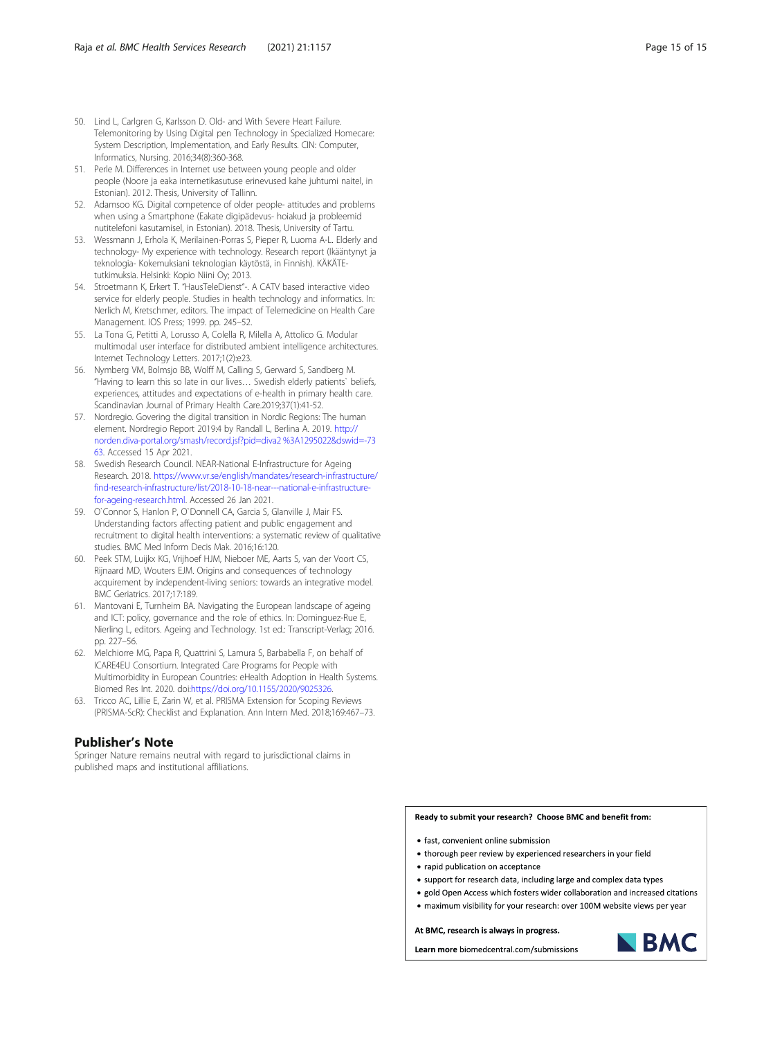50. Lind L, Carlgren G, Karlsson D. Old- and With Severe Heart Failure. Telemonitoring by Using Digital pen Technology in Specialized Homecare: System Description, Implementation, and Early Results. CIN: Computer, Informatics, Nursing. 2016;34(8):360-368.
51. Perle M. Differences in Internet use between young people and older people (Noore ja eaka internetikasutuse erinevused kahe juhtumi naitel, in Estonian). 2012. Thesis, University of Tallinn.
52. Adamsoo KG. Digital competence of older people- attitudes and problems when using a Smartphone (Eakate digipädevus- hoiakud ja probleemid nutitelefoni kasutamisel, in Estonian). 2018. Thesis, University of Tartu.
53. Wessmann J, Erhola K, Merilainen-Porras S, Pieper R, Luoma A-L. Elderly and technology- My experience with technology. Research report (Ikääntynyt ja teknologia- Kokemuksiani teknologian käytöstä, in Finnish). KÄKÄTE-tutkimuksia. Helsinki: Kopio Niini Oy; 2013.
54. Stroetmann K, Erkert T. "HausTeleDienst"-. A CATV based interactive video service for elderly people. Studies in health technology and informatics. In: Nerlich M, Kretschmer, editors. The impact of Telemedicine on Health Care Management. IOS Press; 1999. pp. 245–52.
55. La Tona G, Petitti A, Lorusso A, Colella R, Milella A, Attolico G. Modular multimodal user interface for distributed ambient intelligence architectures. Internet Technology Letters. 2017;1(2):e23.
56. Nymberg VM, Bolmsjo BB, Wolff M, Calling S, Gerward S, Sandberg M. "Having to learn this so late in our lives… Swedish elderly patients` beliefs, experiences, attitudes and expectations of e-health in primary health care. Scandinavian Journal of Primary Health Care.2019;37(1):41-52.
57. Nordregio. Govering the digital transition in Nordic Regions: The human element. Nordregio Report 2019:4 by Randall L, Berlina A. 2019. http://norden.diva-portal.org/smash/record.jsf?pid=diva2 %3A1295022&dswid=-7363. Accessed 15 Apr 2021.
58. Swedish Research Council. NEAR-National E-Infrastructure for Ageing Research. 2018. https://www.vr.se/english/mandates/research-infrastructure/find-research-infrastructure/list/2018-10-18-near---national-e-infrastructure-for-ageing-research.html. Accessed 26 Jan 2021.
59. O`Connor S, Hanlon P, O`Donnell CA, Garcia S, Glanville J, Mair FS. Understanding factors affecting patient and public engagement and recruitment to digital health interventions: a systematic review of qualitative studies. BMC Med Inform Decis Mak. 2016;16:120.
60. Peek STM, Luijkx KG, Vrijhoef HJM, Nieboer ME, Aarts S, van der Voort CS, Rijnaard MD, Wouters EJM. Origins and consequences of technology acquirement by independent-living seniors: towards an integrative model. BMC Geriatrics. 2017;17:189.
61. Mantovani E, Turnheim BA. Navigating the European landscape of ageing and ICT: policy, governance and the role of ethics. In: Dominguez-Rue E, Nierling L, editors. Ageing and Technology. 1st ed.: Transcript-Verlag; 2016. pp. 227–56.
62. Melchiorre MG, Papa R, Quattrini S, Lamura S, Barbabella F, on behalf of ICARE4EU Consortium. Integrated Care Programs for People with Multimorbidity in European Countries: eHealth Adoption in Health Systems. Biomed Res Int. 2020. doi:https://doi.org/10.1155/2020/9025326.
63. Tricco AC, Lillie E, Zarin W, et al. PRISMA Extension for Scoping Reviews (PRISMA-ScR): Checklist and Explanation. Ann Intern Med. 2018;169:467–73.

## Publisher's Note

Springer Nature remains neutral with regard to jurisdictional claims in published maps and institutional affiliations.

**Ready to submit your research? Choose BMC and benefit from:**

- fast, convenient online submission
- thorough peer review by experienced researchers in your field
- rapid publication on acceptance
- support for research data, including large and complex data types
- gold Open Access which fosters wider collaboration and increased citations
- maximum visibility for your research: over 100M website views per year

**At BMC, research is always in progress.**

**Learn more** biomedcentral.com/submissions

BMC